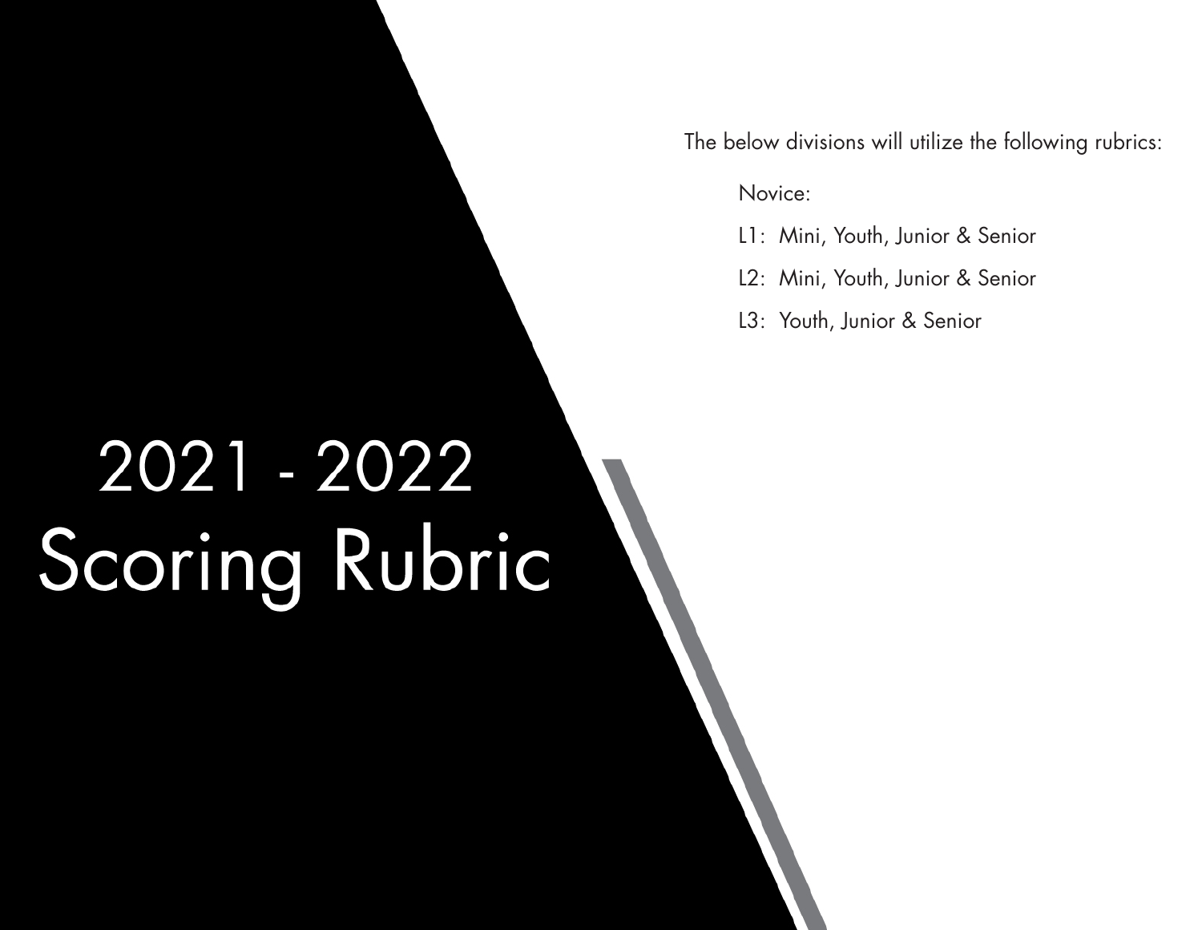# 2021 - 2022 Scoring Rubric

The below divisions will utilize the following rubrics:

Novice:

L1: Mini, Youth, Junior & Senior

L2: Mini, Youth, Junior & Senior

L3: Youth, Junior & Senior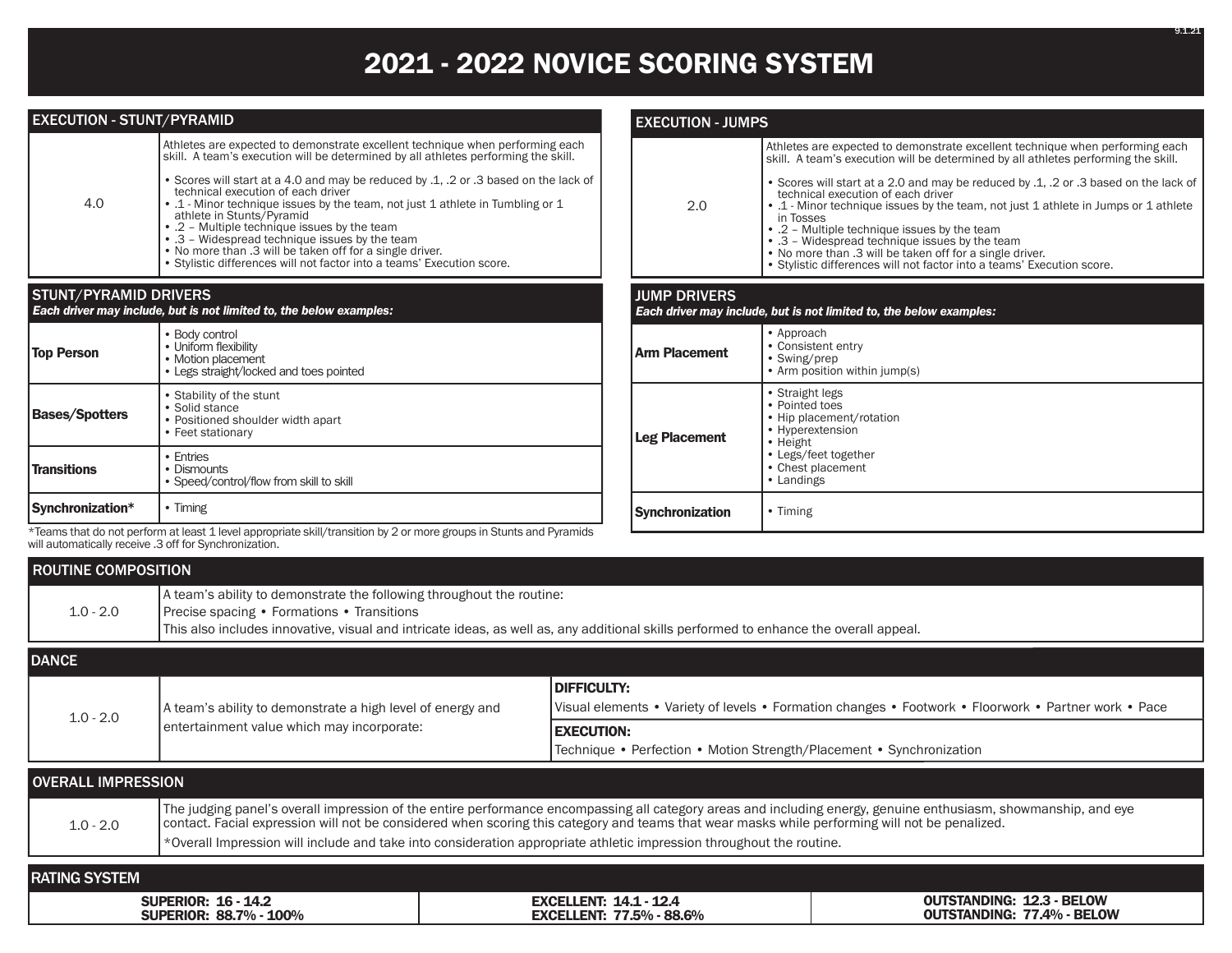# 2021 - 2022 NOVICE SCORING SYSTEM

## EXECUTION - STUNT/PYRAMID

| | |
|---|---|
| 4.0 | Athletes are expected to demonstrate excellent technique when performing each skill. A team's execution will be determined by all athletes performing the skill.<br><br>• Scores will start at a 4.0 and may be reduced by .1, .2 or .3 based on the lack of technical execution of each driver<br>• .1 - Minor technique issues by the team, not just 1 athlete in Tumbling or 1 athlete in Stunts/Pyramid<br>• .2 – Multiple technique issues by the team<br>• .3 – Widespread technique issues by the team<br>• No more than .3 will be taken off for a single driver.<br>• Stylistic differences will not factor into a teams' Execution score. |

## STUNT/PYRAMID DRIVERS

*Each driver may include, but is not limited to, the below examples:*

| | |
|---|---|
| **Top Person** | • Body control<br>• Uniform flexibility<br>• Motion placement<br>• Legs straight/locked and toes pointed |
| **Bases/Spotters** | • Stability of the stunt<br>• Solid stance<br>• Positioned shoulder width apart<br>• Feet stationary |
| **Transitions** | • Entries<br>• Dismounts<br>• Speed/control/flow from skill to skill |
| **Synchronization*** | • Timing |

*Teams that do not perform at least 1 level appropriate skill/transition by 2 or more groups in Stunts and Pyramids will automatically receive .3 off for Synchronization.

## EXECUTION - JUMPS

| | |
|---|---|
| 2.0 | Athletes are expected to demonstrate excellent technique when performing each skill. A team's execution will be determined by all athletes performing the skill.<br><br>• Scores will start at a 2.0 and may be reduced by .1, .2 or .3 based on the lack of technical execution of each driver<br>• .1 - Minor technique issues by the team, not just 1 athlete in Jumps or 1 athlete in Tosses<br>• .2 – Multiple technique issues by the team<br>• .3 – Widespread technique issues by the team<br>• No more than .3 will be taken off for a single driver.<br>• Stylistic differences will not factor into a teams' Execution score. |

## JUMP DRIVERS

*Each driver may include, but is not limited to, the below examples:*

| | |
|---|---|
| **Arm Placement** | • Approach<br>• Consistent entry<br>• Swing/prep<br>• Arm position within jump(s) |
| **Leg Placement** | • Straight legs<br>• Pointed toes<br>• Hip placement/rotation<br>• Hyperextension<br>• Height<br>• Legs/feet together<br>• Chest placement<br>• Landings |
| **Synchronization** | • Timing |

## ROUTINE COMPOSITION

| | |
|---|---|
| 1.0 - 2.0 | A team's ability to demonstrate the following throughout the routine:<br>Precise spacing • Formations • Transitions<br>This also includes innovative, visual and intricate ideas, as well as, any additional skills performed to enhance the overall appeal. |

## DANCE

| | | |
|---|---|---|
| 1.0 - 2.0 | A team's ability to demonstrate a high level of energy and entertainment value which may incorporate: | **DIFFICULTY:**<br>Visual elements • Variety of levels • Formation changes • Footwork • Floorwork • Partner work • Pace |
| | | **EXECUTION:**<br>Technique • Perfection • Motion Strength/Placement • Synchronization |

## OVERALL IMPRESSION

| | |
|---|---|
| 1.0 - 2.0 | The judging panel's overall impression of the entire performance encompassing all category areas and including energy, genuine enthusiasm, showmanship, and eye contact. Facial expression will not be considered when scoring this category and teams that wear masks while performing will not be penalized.<br>*Overall Impression will include and take into consideration appropriate athletic impression throughout the routine. |

## RATING SYSTEM

| | | |
|---|---|---|
| **SUPERIOR: 16 - 14.2**<br>**SUPERIOR: 88.7% - 100%** | **EXCELLENT: 14.1 - 12.4**<br>**EXCELLENT: 77.5% - 88.6%** | **OUTSTANDING: 12.3 - BELOW**<br>**OUTSTANDING: 77.4% - BELOW** |